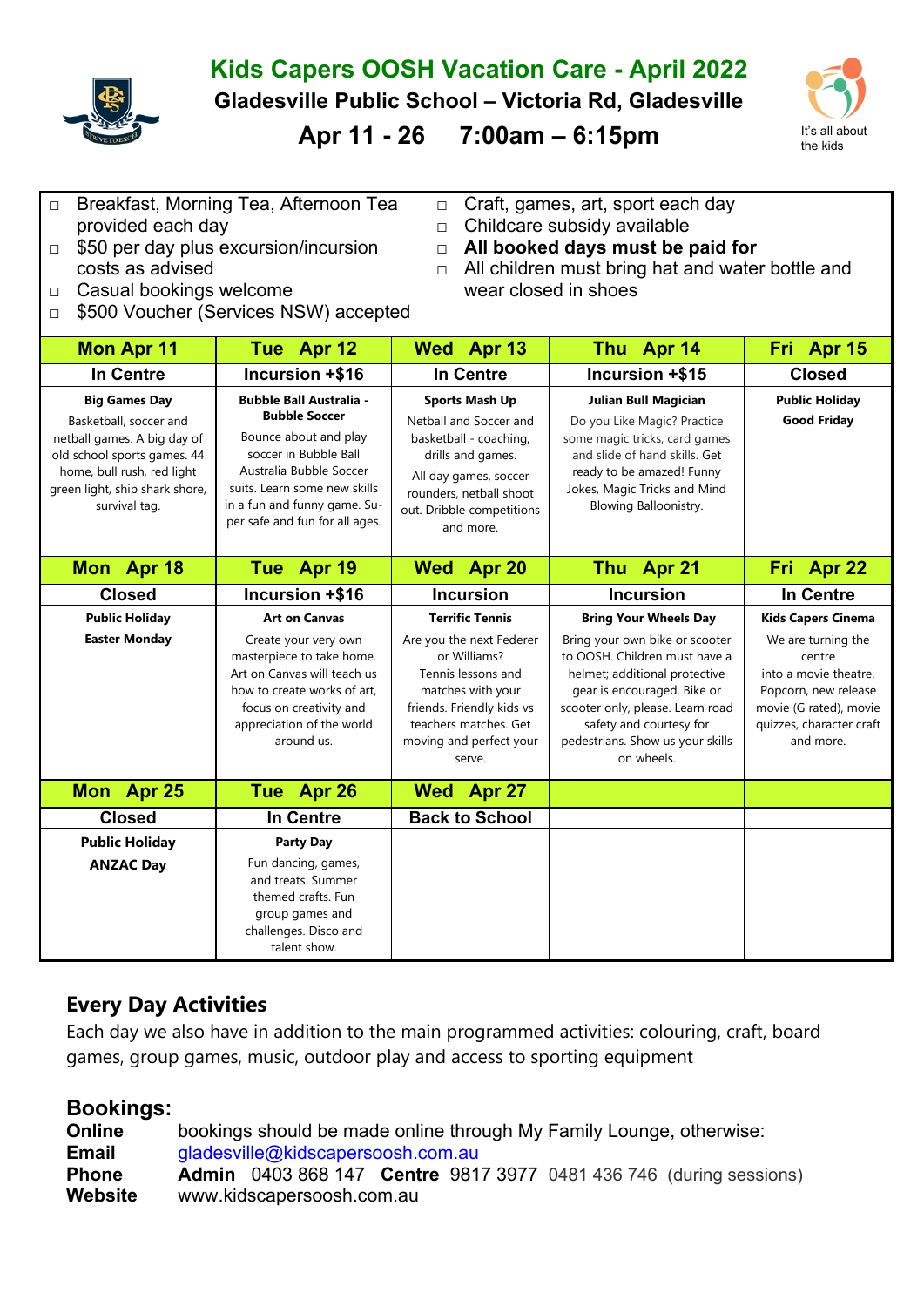# Kids Capers OOSH Vacation Care - April 2022

## Gladesville Public School – Victoria Rd, Gladesville

## Apr 11 - 26    7:00am – 6:15pm

It's all about the kids

- Breakfast, Morning Tea, Afternoon Tea provided each day
- $50 per day plus excursion/incursion costs as advised
- Casual bookings welcome
- $500 Voucher (Services NSW) accepted
- Craft, games, art, sport each day
- Childcare subsidy available
- **All booked days must be paid for**
- All children must bring hat and water bottle and wear closed in shoes

| Mon Apr 11 | Tue Apr 12 | Wed Apr 13 | Thu Apr 14 | Fri Apr 15 |
|---|---|---|---|---|
| **In Centre** | **Incursion +$16** | **In Centre** | **Incursion +$15** | **Closed** |
| **Big Games Day** Basketball, soccer and netball games. A big day of old school sports games. 44 home, bull rush, red light green light, ship shark shore, survival tag. | **Bubble Ball Australia - Bubble Soccer** Bounce about and play soccer in Bubble Ball Australia Bubble Soccer suits. Learn some new skills in a fun and funny game. Super safe and fun for all ages. | **Sports Mash Up** Netball and Soccer and basketball - coaching, drills and games. All day games, soccer rounders, netball shoot out. Dribble competitions and more. | **Julian Bull Magician** Do you Like Magic? Practice some magic tricks, card games and slide of hand skills. Get ready to be amazed! Funny Jokes, Magic Tricks and Mind Blowing Balloonistry. | **Public Holiday** **Good Friday** |
| **Mon Apr 18** | **Tue Apr 19** | **Wed Apr 20** | **Thu Apr 21** | **Fri Apr 22** |
| **Closed** | **Incursion +$16** | **Incursion** | **Incursion** | **In Centre** |
| **Public Holiday** **Easter Monday** | **Art on Canvas** Create your very own masterpiece to take home. Art on Canvas will teach us how to create works of art, focus on creativity and appreciation of the world around us. | **Terrific Tennis** Are you the next Federer or Williams? Tennis lessons and matches with your friends. Friendly kids vs teachers matches. Get moving and perfect your serve. | **Bring Your Wheels Day** Bring your own bike or scooter to OOSH. Children must have a helmet; additional protective gear is encouraged. Bike or scooter only, please. Learn road safety and courtesy for pedestrians. Show us your skills on wheels. | **Kids Capers Cinema** We are turning the centre into a movie theatre. Popcorn, new release movie (G rated), movie quizzes, character craft and more. |
| **Mon Apr 25** | **Tue Apr 26** | **Wed Apr 27** | | |
| **Closed** | **In Centre** | **Back to School** | | |
| **Public Holiday** **ANZAC Day** | **Party Day** Fun dancing, games, and treats. Summer themed crafts. Fun group games and challenges. Disco and talent show. | | | |

## Every Day Activities

Each day we also have in addition to the main programmed activities: colouring, craft, board games, group games, music, outdoor play and access to sporting equipment

## Bookings:

**Online** bookings should be made online through My Family Lounge, otherwise:
**Email** gladesville@kidscapersoosh.com.au
**Phone** **Admin** 0403 868 147 **Centre** 9817 3977 0481 436 746 (during sessions)
**Website** www.kidscapersoosh.com.au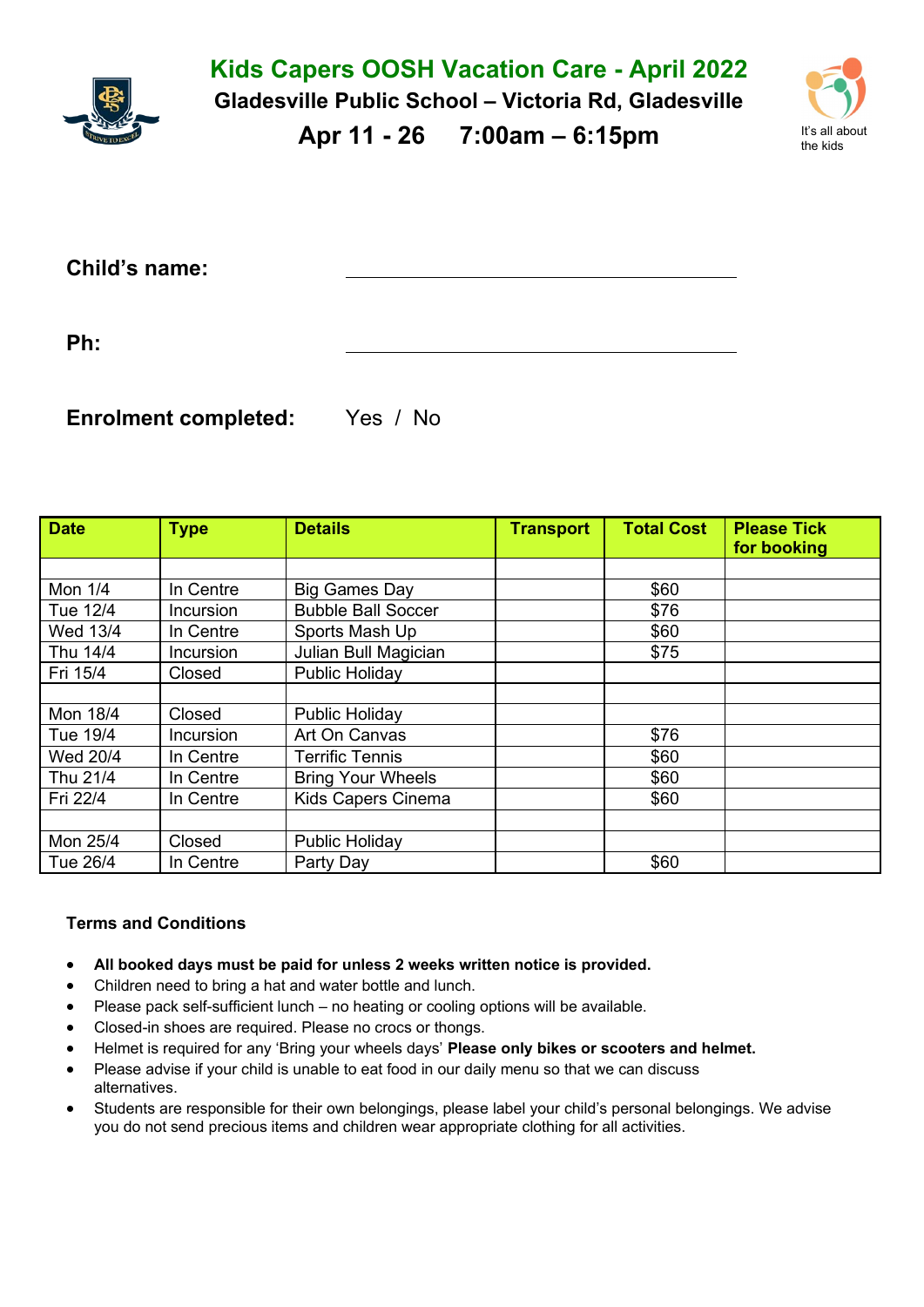# Kids Capers OOSH Vacation Care - April 2022

## Gladesville Public School – Victoria Rd, Gladesville

## Apr 11 - 26 7:00am – 6:15pm

It's all about the kids

**Child's name:** ______________________________

**Ph:** ______________________________

**Enrolment completed:** Yes / No

| Date | Type | Details | Transport | Total Cost | Please Tick for booking |
|---|---|---|---|---|---|
| | | | | | |
| Mon 1/4 | In Centre | Big Games Day | | $60 | |
| Tue 12/4 | Incursion | Bubble Ball Soccer | | $76 | |
| Wed 13/4 | In Centre | Sports Mash Up | | $60 | |
| Thu 14/4 | Incursion | Julian Bull Magician | | $75 | |
| Fri 15/4 | Closed | Public Holiday | | | |
| | | | | | |
| Mon 18/4 | Closed | Public Holiday | | | |
| Tue 19/4 | Incursion | Art On Canvas | | $76 | |
| Wed 20/4 | In Centre | Terrific Tennis | | $60 | |
| Thu 21/4 | In Centre | Bring Your Wheels | | $60 | |
| Fri 22/4 | In Centre | Kids Capers Cinema | | $60 | |
| | | | | | |
| Mon 25/4 | Closed | Public Holiday | | | |
| Tue 26/4 | In Centre | Party Day | | $60 | |

### Terms and Conditions

- **All booked days must be paid for unless 2 weeks written notice is provided.**
- Children need to bring a hat and water bottle and lunch.
- Please pack self-sufficient lunch – no heating or cooling options will be available.
- Closed-in shoes are required. Please no crocs or thongs.
- Helmet is required for any 'Bring your wheels days' **Please only bikes or scooters and helmet.**
- Please advise if your child is unable to eat food in our daily menu so that we can discuss alternatives.
- Students are responsible for their own belongings, please label your child's personal belongings. We advise you do not send precious items and children wear appropriate clothing for all activities.